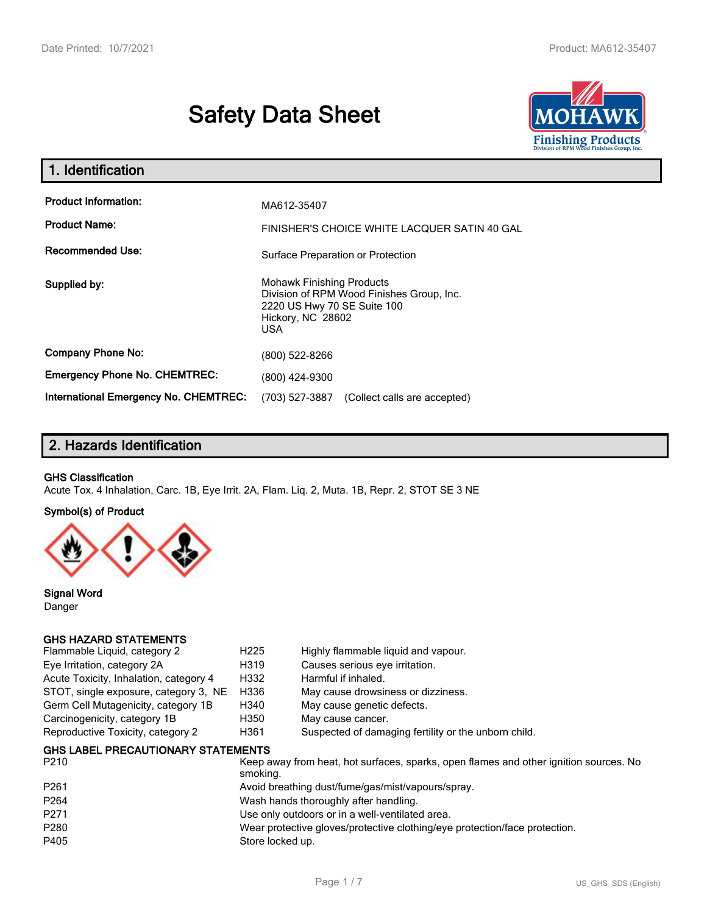# Safety Data Sheet

## 1. Identification

| | |
|---|---|
| **Product Information:** | MA612-35407 |
| **Product Name:** | FINISHER'S CHOICE WHITE LACQUER SATIN 40 GAL |
| **Recommended Use:** | Surface Preparation or Protection |
| **Supplied by:** | Mohawk Finishing Products<br>Division of RPM Wood Finishes Group, Inc.<br>2220 US Hwy 70 SE Suite 100<br>Hickory, NC 28602<br>USA |
| **Company Phone No:** | (800) 522-8266 |
| **Emergency Phone No. CHEMTREC:** | (800) 424-9300 |
| **International Emergency No. CHEMTREC:** | (703) 527-3887 (Collect calls are accepted) |

## 2. Hazards Identification

**GHS Classification**

Acute Tox. 4 Inhalation, Carc. 1B, Eye Irrit. 2A, Flam. Liq. 2, Muta. 1B, Repr. 2, STOT SE 3 NE

**Symbol(s) of Product**

**Signal Word**

Danger

**GHS HAZARD STATEMENTS**

| | | |
|---|---|---|
| Flammable Liquid, category 2 | H225 | Highly flammable liquid and vapour. |
| Eye Irritation, category 2A | H319 | Causes serious eye irritation. |
| Acute Toxicity, Inhalation, category 4 | H332 | Harmful if inhaled. |
| STOT, single exposure, category 3, NE | H336 | May cause drowsiness or dizziness. |
| Germ Cell Mutagenicity, category 1B | H340 | May cause genetic defects. |
| Carcinogenicity, category 1B | H350 | May cause cancer. |
| Reproductive Toxicity, category 2 | H361 | Suspected of damaging fertility or the unborn child. |

**GHS LABEL PRECAUTIONARY STATEMENTS**

| | |
|---|---|
| P210 | Keep away from heat, hot surfaces, sparks, open flames and other ignition sources. No smoking. |
| P261 | Avoid breathing dust/fume/gas/mist/vapours/spray. |
| P264 | Wash hands thoroughly after handling. |
| P271 | Use only outdoors or in a well-ventilated area. |
| P280 | Wear protective gloves/protective clothing/eye protection/face protection. |
| P405 | Store locked up. |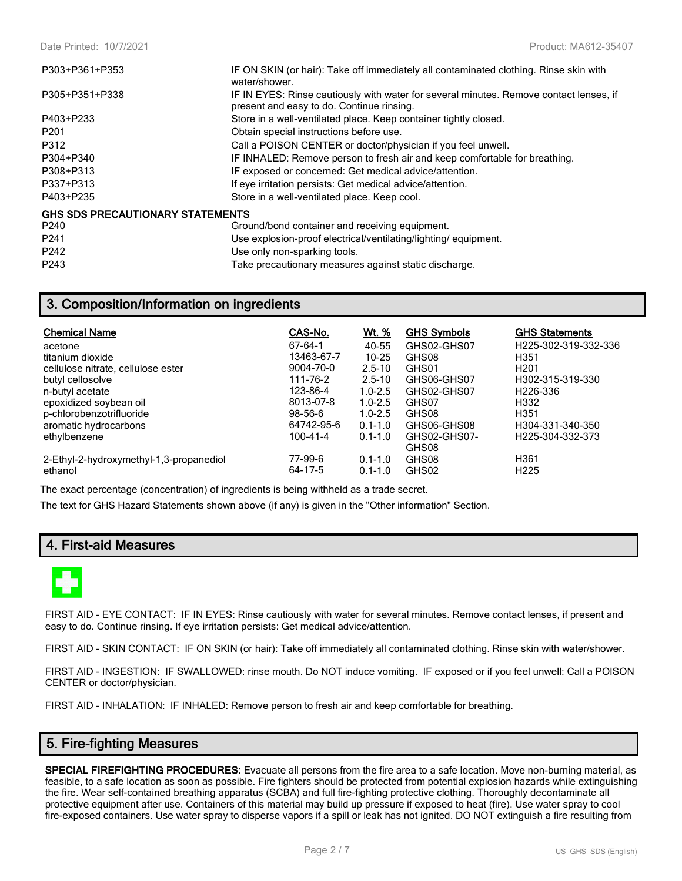| | |
|---|---|
| P303+P361+P353 | IF ON SKIN (or hair): Take off immediately all contaminated clothing. Rinse skin with water/shower. |
| P305+P351+P338 | IF IN EYES: Rinse cautiously with water for several minutes. Remove contact lenses, if present and easy to do. Continue rinsing. |
| P403+P233 | Store in a well-ventilated place. Keep container tightly closed. |
| P201 | Obtain special instructions before use. |
| P312 | Call a POISON CENTER or doctor/physician if you feel unwell. |
| P304+P340 | IF INHALED: Remove person to fresh air and keep comfortable for breathing. |
| P308+P313 | IF exposed or concerned: Get medical advice/attention. |
| P337+P313 | If eye irritation persists: Get medical advice/attention. |
| P403+P235 | Store in a well-ventilated place. Keep cool. |

**GHS SDS PRECAUTIONARY STATEMENTS**

| | |
|---|---|
| P240 | Ground/bond container and receiving equipment. |
| P241 | Use explosion-proof electrical/ventilating/lighting/ equipment. |
| P242 | Use only non-sparking tools. |
| P243 | Take precautionary measures against static discharge. |

## 3. Composition/Information on ingredients

| Chemical Name | CAS-No. | Wt. % | GHS Symbols | GHS Statements |
|---|---|---|---|---|
| acetone | 67-64-1 | 40-55 | GHS02-GHS07 | H225-302-319-332-336 |
| titanium dioxide | 13463-67-7 | 10-25 | GHS08 | H351 |
| cellulose nitrate, cellulose ester | 9004-70-0 | 2.5-10 | GHS01 | H201 |
| butyl cellosolve | 111-76-2 | 2.5-10 | GHS06-GHS07 | H302-315-319-330 |
| n-butyl acetate | 123-86-4 | 1.0-2.5 | GHS02-GHS07 | H226-336 |
| epoxidized soybean oil | 8013-07-8 | 1.0-2.5 | GHS07 | H332 |
| p-chlorobenzotrifluoride | 98-56-6 | 1.0-2.5 | GHS08 | H351 |
| aromatic hydrocarbons | 64742-95-6 | 0.1-1.0 | GHS06-GHS08 | H304-331-340-350 |
| ethylbenzene | 100-41-4 | 0.1-1.0 | GHS02-GHS07-GHS08 | H225-304-332-373 |
| 2-Ethyl-2-hydroxymethyl-1,3-propanediol | 77-99-6 | 0.1-1.0 | GHS08 | H361 |
| ethanol | 64-17-5 | 0.1-1.0 | GHS02 | H225 |

The exact percentage (concentration) of ingredients is being withheld as a trade secret.

The text for GHS Hazard Statements shown above (if any) is given in the "Other information" Section.

## 4. First-aid Measures

FIRST AID - EYE CONTACT: IF IN EYES: Rinse cautiously with water for several minutes. Remove contact lenses, if present and easy to do. Continue rinsing. If eye irritation persists: Get medical advice/attention.

FIRST AID - SKIN CONTACT: IF ON SKIN (or hair): Take off immediately all contaminated clothing. Rinse skin with water/shower.

FIRST AID - INGESTION: IF SWALLOWED: rinse mouth. Do NOT induce vomiting. IF exposed or if you feel unwell: Call a POISON CENTER or doctor/physician.

FIRST AID - INHALATION: IF INHALED: Remove person to fresh air and keep comfortable for breathing.

## 5. Fire-fighting Measures

**SPECIAL FIREFIGHTING PROCEDURES:** Evacuate all persons from the fire area to a safe location. Move non-burning material, as feasible, to a safe location as soon as possible. Fire fighters should be protected from potential explosion hazards while extinguishing the fire. Wear self-contained breathing apparatus (SCBA) and full fire-fighting protective clothing. Thoroughly decontaminate all protective equipment after use. Containers of this material may build up pressure if exposed to heat (fire). Use water spray to cool fire-exposed containers. Use water spray to disperse vapors if a spill or leak has not ignited. DO NOT extinguish a fire resulting from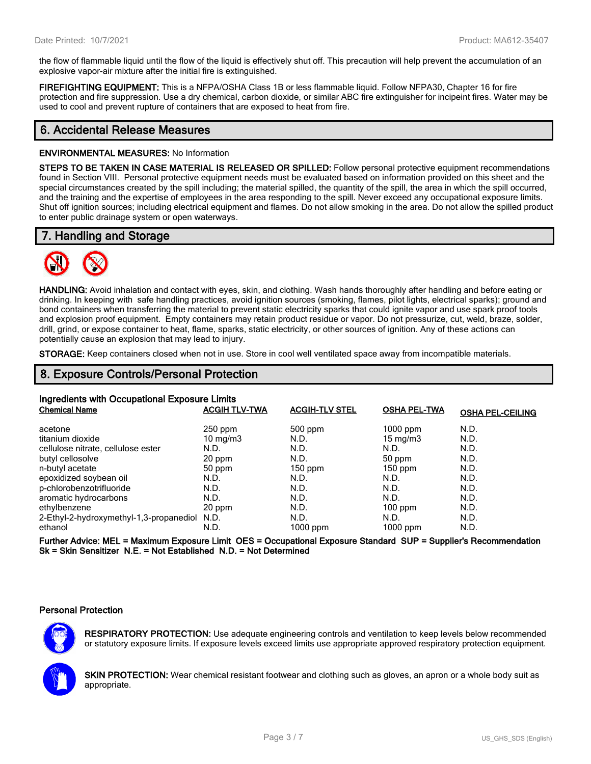the flow of flammable liquid until the flow of the liquid is effectively shut off. This precaution will help prevent the accumulation of an explosive vapor-air mixture after the initial fire is extinguished.

**FIREFIGHTING EQUIPMENT:** This is a NFPA/OSHA Class 1B or less flammable liquid. Follow NFPA30, Chapter 16 for fire protection and fire suppression. Use a dry chemical, carbon dioxide, or similar ABC fire extinguisher for incipeint fires. Water may be used to cool and prevent rupture of containers that are exposed to heat from fire.

## 6. Accidental Release Measures

**ENVIRONMENTAL MEASURES:** No Information

**STEPS TO BE TAKEN IN CASE MATERIAL IS RELEASED OR SPILLED:** Follow personal protective equipment recommendations found in Section VIII. Personal protective equipment needs must be evaluated based on information provided on this sheet and the special circumstances created by the spill including; the material spilled, the quantity of the spill, the area in which the spill occurred, and the training and the expertise of employees in the area responding to the spill. Never exceed any occupational exposure limits. Shut off ignition sources; including electrical equipment and flames. Do not allow smoking in the area. Do not allow the spilled product to enter public drainage system or open waterways.

## 7. Handling and Storage

**HANDLING:** Avoid inhalation and contact with eyes, skin, and clothing. Wash hands thoroughly after handling and before eating or drinking. In keeping with safe handling practices, avoid ignition sources (smoking, flames, pilot lights, electrical sparks); ground and bond containers when transferring the material to prevent static electricity sparks that could ignite vapor and use spark proof tools and explosion proof equipment. Empty containers may retain product residue or vapor. Do not pressurize, cut, weld, braze, solder, drill, grind, or expose container to heat, flame, sparks, static electricity, or other sources of ignition. Any of these actions can potentially cause an explosion that may lead to injury.

**STORAGE:** Keep containers closed when not in use. Store in cool well ventilated space away from incompatible materials.

## 8. Exposure Controls/Personal Protection

### Ingredients with Occupational Exposure Limits

| Chemical Name | ACGIH TLV-TWA | ACGIH-TLV STEL | OSHA PEL-TWA | OSHA PEL-CEILING |
|---|---|---|---|---|
| acetone | 250 ppm | 500 ppm | 1000 ppm | N.D. |
| titanium dioxide | 10 mg/m3 | N.D. | 15 mg/m3 | N.D. |
| cellulose nitrate, cellulose ester | N.D. | N.D. | N.D. | N.D. |
| butyl cellosolve | 20 ppm | N.D. | 50 ppm | N.D. |
| n-butyl acetate | 50 ppm | 150 ppm | 150 ppm | N.D. |
| epoxidized soybean oil | N.D. | N.D. | N.D. | N.D. |
| p-chlorobenzotrifluoride | N.D. | N.D. | N.D. | N.D. |
| aromatic hydrocarbons | N.D. | N.D. | N.D. | N.D. |
| ethylbenzene | 20 ppm | N.D. | 100 ppm | N.D. |
| 2-Ethyl-2-hydroxymethyl-1,3-propanediol | N.D. | N.D. | N.D. | N.D. |
| ethanol | N.D. | 1000 ppm | 1000 ppm | N.D. |

**Further Advice: MEL = Maximum Exposure Limit OES = Occupational Exposure Standard SUP = Supplier's Recommendation Sk = Skin Sensitizer N.E. = Not Established N.D. = Not Determined**

### Personal Protection

**RESPIRATORY PROTECTION:** Use adequate engineering controls and ventilation to keep levels below recommended or statutory exposure limits. If exposure levels exceed limits use appropriate approved respiratory protection equipment.

**SKIN PROTECTION:** Wear chemical resistant footwear and clothing such as gloves, an apron or a whole body suit as appropriate.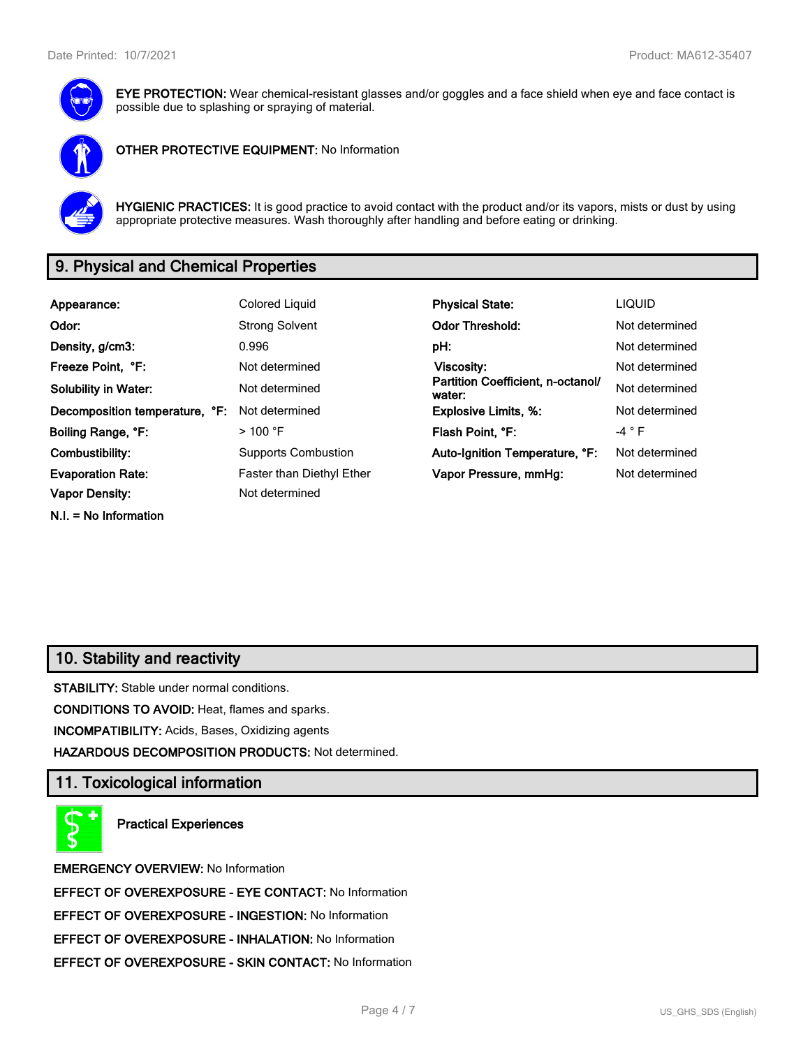**EYE PROTECTION:** Wear chemical-resistant glasses and/or goggles and a face shield when eye and face contact is possible due to splashing or spraying of material.

**OTHER PROTECTIVE EQUIPMENT:** No Information

**HYGIENIC PRACTICES:** It is good practice to avoid contact with the product and/or its vapors, mists or dust by using appropriate protective measures. Wash thoroughly after handling and before eating or drinking.

## 9. Physical and Chemical Properties

| | | | |
|---|---|---|---|
| **Appearance:** | Colored Liquid | **Physical State:** | LIQUID |
| **Odor:** | Strong Solvent | **Odor Threshold:** | Not determined |
| **Density, g/cm3:** | 0.996 | **pH:** | Not determined |
| **Freeze Point, °F:** | Not determined | **Viscosity:** | Not determined |
| **Solubility in Water:** | Not determined | **Partition Coefficient, n-octanol/ water:** | Not determined |
| **Decomposition temperature, °F:** | Not determined | **Explosive Limits, %:** | Not determined |
| **Boiling Range, °F:** | > 100 °F | **Flash Point, °F:** | -4 ° F |
| **Combustibility:** | Supports Combustion | **Auto-Ignition Temperature, °F:** | Not determined |
| **Evaporation Rate:** | Faster than Diethyl Ether | **Vapor Pressure, mmHg:** | Not determined |
| **Vapor Density:** | Not determined | | |

**N.I. = No Information**

## 10. Stability and reactivity

**STABILITY:** Stable under normal conditions.

**CONDITIONS TO AVOID:** Heat, flames and sparks.

**INCOMPATIBILITY:** Acids, Bases, Oxidizing agents

**HAZARDOUS DECOMPOSITION PRODUCTS:** Not determined.

## 11. Toxicological information

**Practical Experiences**

**EMERGENCY OVERVIEW:** No Information

**EFFECT OF OVEREXPOSURE - EYE CONTACT:** No Information

**EFFECT OF OVEREXPOSURE - INGESTION:** No Information

**EFFECT OF OVEREXPOSURE - INHALATION:** No Information

**EFFECT OF OVEREXPOSURE - SKIN CONTACT:** No Information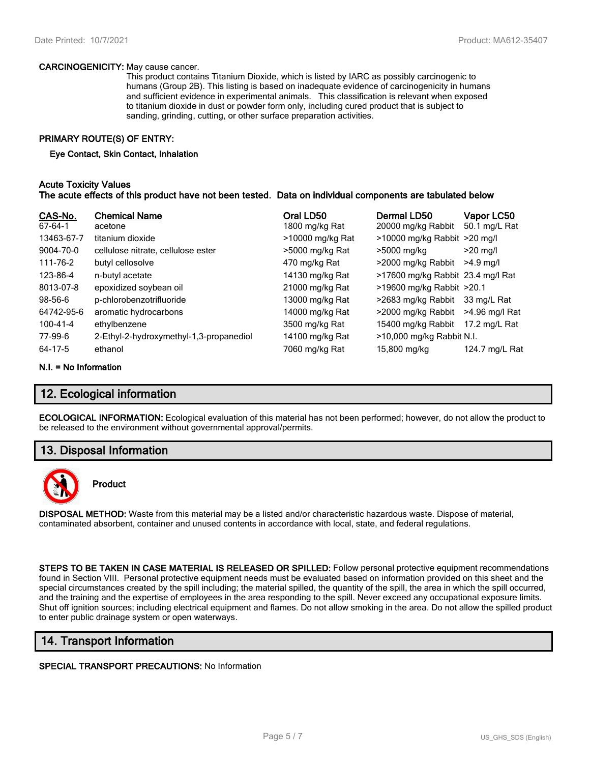**CARCINOGENICITY:** May cause cancer.

This product contains Titanium Dioxide, which is listed by IARC as possibly carcinogenic to humans (Group 2B). This listing is based on inadequate evidence of carcinogenicity in humans and sufficient evidence in experimental animals. This classification is relevant when exposed to titanium dioxide in dust or powder form only, including cured product that is subject to sanding, grinding, cutting, or other surface preparation activities.

**PRIMARY ROUTE(S) OF ENTRY:**

**Eye Contact, Skin Contact, Inhalation**

**Acute Toxicity Values**
**The acute effects of this product have not been tested. Data on individual components are tabulated below**

| CAS-No. | Chemical Name | Oral LD50 | Dermal LD50 | Vapor LC50 |
|---|---|---|---|---|
| 67-64-1 | acetone | 1800 mg/kg Rat | 20000 mg/kg Rabbit | 50.1 mg/L Rat |
| 13463-67-7 | titanium dioxide | >10000 mg/kg Rat | >10000 mg/kg Rabbit | >20 mg/l |
| 9004-70-0 | cellulose nitrate, cellulose ester | >5000 mg/kg Rat | >5000 mg/kg | >20 mg/l |
| 111-76-2 | butyl cellosolve | 470 mg/kg Rat | >2000 mg/kg Rabbit | >4.9 mg/l |
| 123-86-4 | n-butyl acetate | 14130 mg/kg Rat | >17600 mg/kg Rabbit | 23.4 mg/l Rat |
| 8013-07-8 | epoxidized soybean oil | 21000 mg/kg Rat | >19600 mg/kg Rabbit | >20.1 |
| 98-56-6 | p-chlorobenzotrifluoride | 13000 mg/kg Rat | >2683 mg/kg Rabbit | 33 mg/L Rat |
| 64742-95-6 | aromatic hydrocarbons | 14000 mg/kg Rat | >2000 mg/kg Rabbit | >4.96 mg/l Rat |
| 100-41-4 | ethylbenzene | 3500 mg/kg Rat | 15400 mg/kg Rabbit | 17.2 mg/L Rat |
| 77-99-6 | 2-Ethyl-2-hydroxymethyl-1,3-propanediol | 14100 mg/kg Rat | >10,000 mg/kg Rabbit | N.I. |
| 64-17-5 | ethanol | 7060 mg/kg Rat | 15,800 mg/kg | 124.7 mg/L Rat |

**N.I. = No Information**

## 12. Ecological information

**ECOLOGICAL INFORMATION:** Ecological evaluation of this material has not been performed; however, do not allow the product to be released to the environment without governmental approval/permits.

## 13. Disposal Information

**Product**

**DISPOSAL METHOD:** Waste from this material may be a listed and/or characteristic hazardous waste. Dispose of material, contaminated absorbent, container and unused contents in accordance with local, state, and federal regulations.

**STEPS TO BE TAKEN IN CASE MATERIAL IS RELEASED OR SPILLED:** Follow personal protective equipment recommendations found in Section VIII. Personal protective equipment needs must be evaluated based on information provided on this sheet and the special circumstances created by the spill including; the material spilled, the quantity of the spill, the area in which the spill occurred, and the training and the expertise of employees in the area responding to the spill. Never exceed any occupational exposure limits. Shut off ignition sources; including electrical equipment and flames. Do not allow smoking in the area. Do not allow the spilled product to enter public drainage system or open waterways.

## 14. Transport Information

**SPECIAL TRANSPORT PRECAUTIONS:** No Information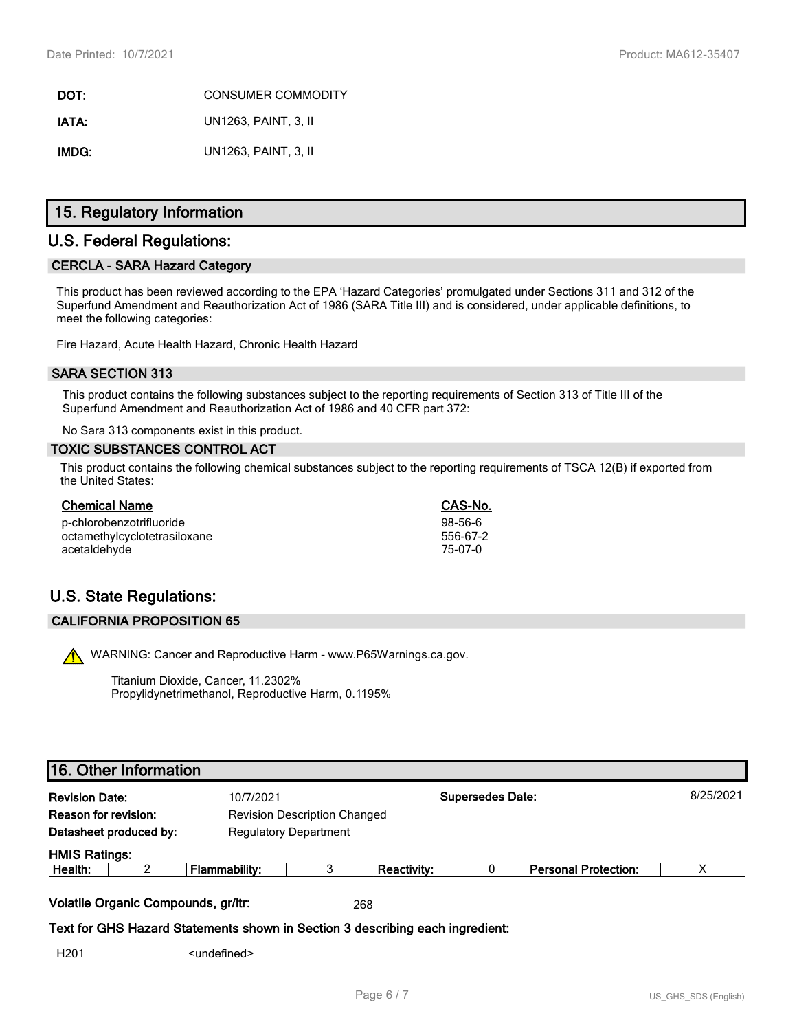| | |
|---|---|
| **DOT:** | CONSUMER COMMODITY |
| **IATA:** | UN1263, PAINT, 3, II |
| **IMDG:** | UN1263, PAINT, 3, II |

# 15. Regulatory Information

## U.S. Federal Regulations:

### CERCLA - SARA Hazard Category

This product has been reviewed according to the EPA 'Hazard Categories' promulgated under Sections 311 and 312 of the Superfund Amendment and Reauthorization Act of 1986 (SARA Title III) and is considered, under applicable definitions, to meet the following categories:

Fire Hazard, Acute Health Hazard, Chronic Health Hazard

### SARA SECTION 313

This product contains the following substances subject to the reporting requirements of Section 313 of Title III of the Superfund Amendment and Reauthorization Act of 1986 and 40 CFR part 372:

No Sara 313 components exist in this product.

### TOXIC SUBSTANCES CONTROL ACT

This product contains the following chemical substances subject to the reporting requirements of TSCA 12(B) if exported from the United States:

| Chemical Name | CAS-No. |
|---|---|
| p-chlorobenzotrifluoride | 98-56-6 |
| octamethylcyclotetrasiloxane | 556-67-2 |
| acetaldehyde | 75-07-0 |

## U.S. State Regulations:

### CALIFORNIA PROPOSITION 65

WARNING: Cancer and Reproductive Harm - www.P65Warnings.ca.gov.

Titanium Dioxide, Cancer, 11.2302%
Propylidynetrimethanol, Reproductive Harm, 0.1195%

# 16. Other Information

| | | | |
|---|---|---|---|
| **Revision Date:** | 10/7/2021 | **Supersedes Date:** | 8/25/2021 |
| **Reason for revision:** | Revision Description Changed | | |
| **Datasheet produced by:** | Regulatory Department | | |

**HMIS Ratings:**

| Health: | 2 | Flammability: | 3 | Reactivity: | 0 | Personal Protection: | X |
|---|---|---|---|---|---|---|---|

**Volatile Organic Compounds, gr/ltr:** 268

**Text for GHS Hazard Statements shown in Section 3 describing each ingredient:**

H201 <undefined>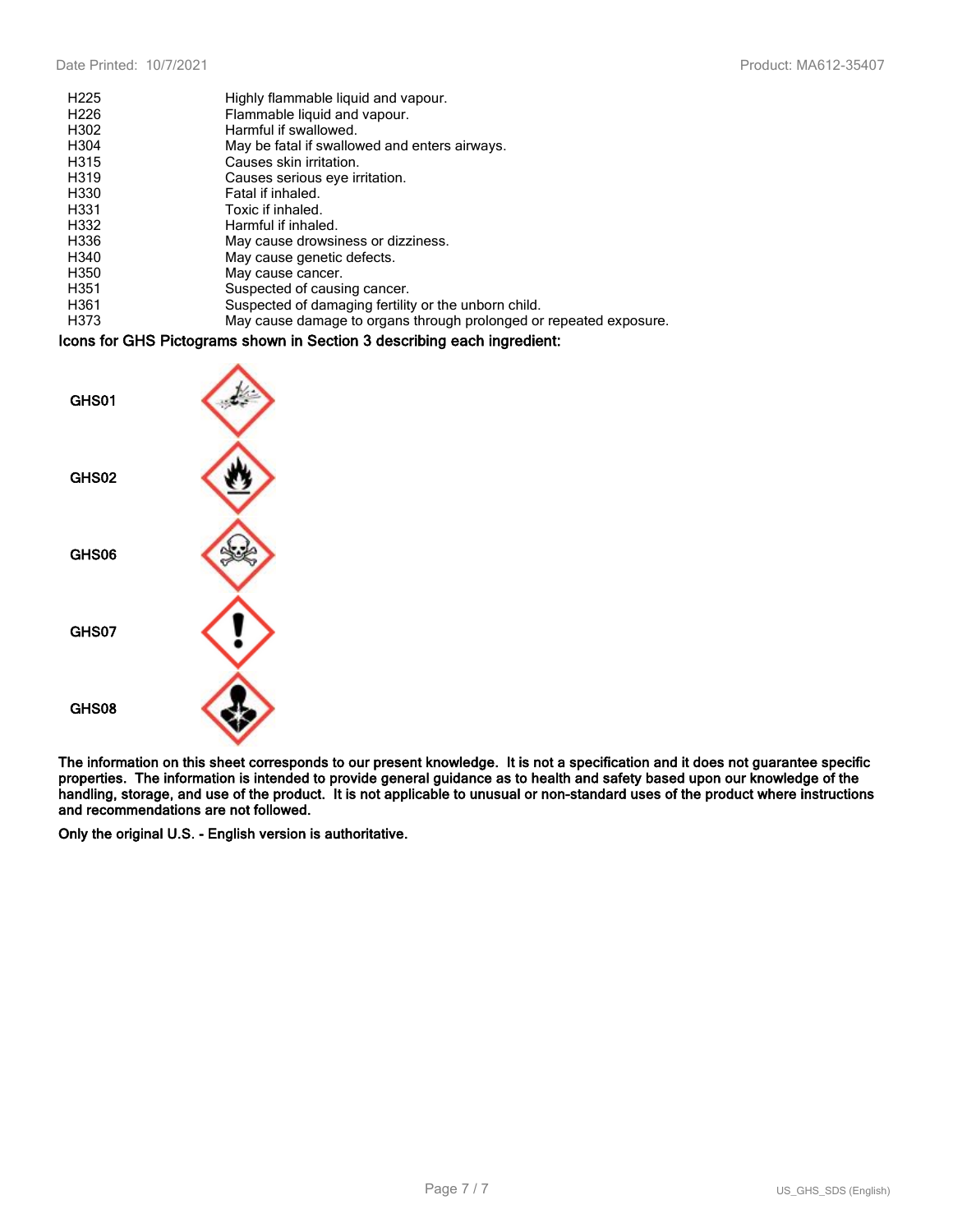| | |
|---|---|
| H225 | Highly flammable liquid and vapour. |
| H226 | Flammable liquid and vapour. |
| H302 | Harmful if swallowed. |
| H304 | May be fatal if swallowed and enters airways. |
| H315 | Causes skin irritation. |
| H319 | Causes serious eye irritation. |
| H330 | Fatal if inhaled. |
| H331 | Toxic if inhaled. |
| H332 | Harmful if inhaled. |
| H336 | May cause drowsiness or dizziness. |
| H340 | May cause genetic defects. |
| H350 | May cause cancer. |
| H351 | Suspected of causing cancer. |
| H361 | Suspected of damaging fertility or the unborn child. |
| H373 | May cause damage to organs through prolonged or repeated exposure. |

**Icons for GHS Pictograms shown in Section 3 describing each ingredient:**

**GHS01**

**GHS02**

**GHS06**

**GHS07**

**GHS08**

**The information on this sheet corresponds to our present knowledge. It is not a specification and it does not guarantee specific properties. The information is intended to provide general guidance as to health and safety based upon our knowledge of the handling, storage, and use of the product. It is not applicable to unusual or non-standard uses of the product where instructions and recommendations are not followed.**

**Only the original U.S. - English version is authoritative.**